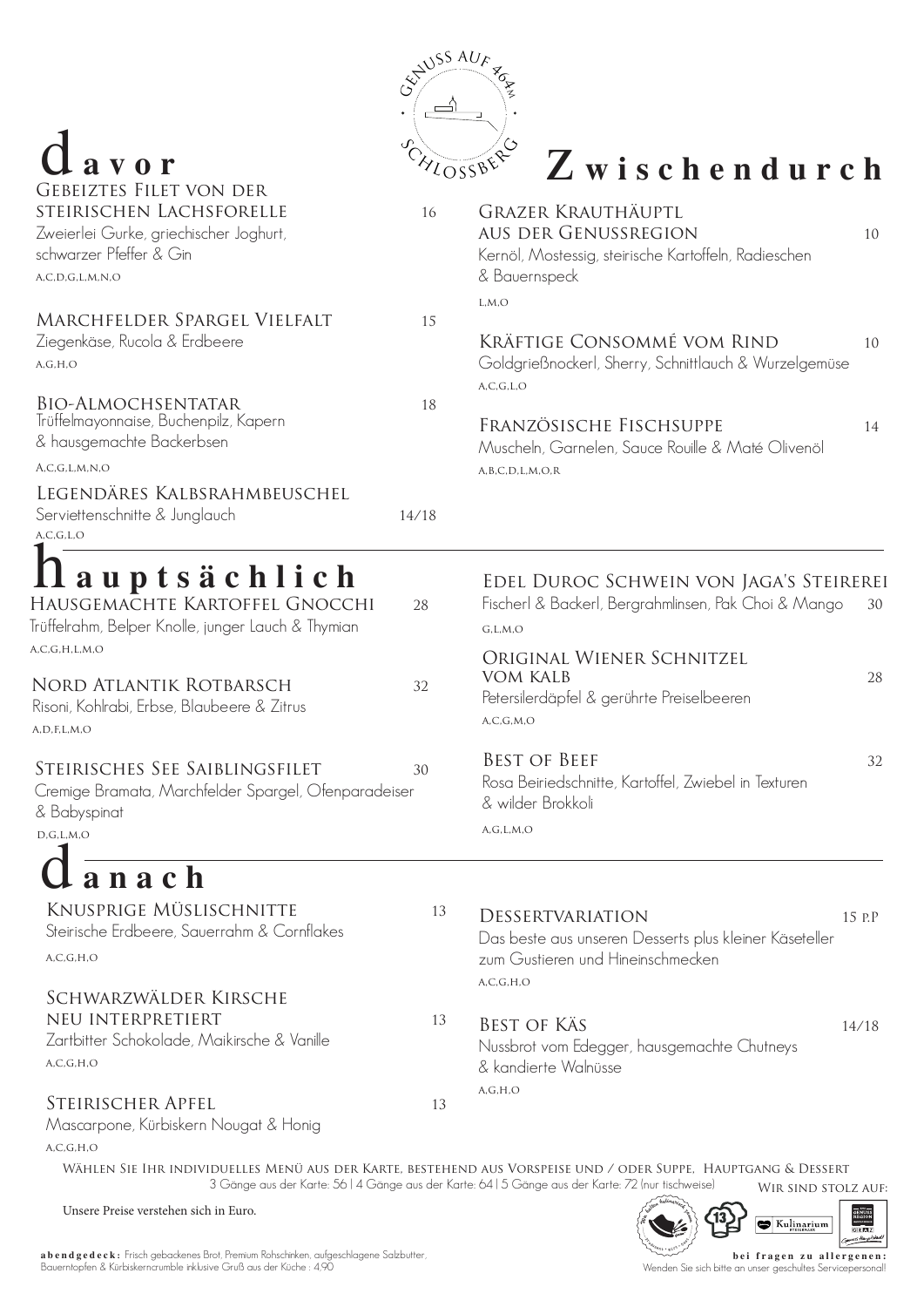Genuss auf 464m · Schlossberg

# davor

### Gebeiztes Filet von der steirischen Lachsforelle — 16
Zweierlei Gurke, griechischer Joghurt, schwarzer Pfeffer & Gin
A,C,D,G,L,M,N,O

### Marchfelder Spargel Vielfalt — 15
Ziegenkäse, Rucola & Erdbeere
A,G,H,O

### Bio-Almochsentatar — 18
Trüffelmayonnaise, Buchenpilz, Kapern & hausgemachte Backerbsen
A,C,G,L,M,N,O

### Legendäres Kalbsrahmbeuschel — 14/18
Serviettenschnitte & Junglauch
A,C,G,L,O

# Zwischendurch

### Grazer Krauthäuptl aus der Genussregion — 10
Kernöl, Mostessig, steirische Kartoffeln, Radieschen & Bauernspeck
L,M,O

### Kräftige Consommé vom Rind — 10
Goldgrießnockerl, Sherry, Schnittlauch & Wurzelgemüse
A,C,G,L,O

### Französische Fischsuppe — 14
Muscheln, Garnelen, Sauce Rouille & Maté Olivenöl
A,B,C,D,L,M,O,R

# hauptsächlich

### Hausgemachte Kartoffel Gnocchi — 28
Trüffelrahm, Belper Knolle, junger Lauch & Thymian
A,C,G,H,L,M,O

### Nord Atlantik Rotbarsch — 32
Risoni, Kohlrabi, Erbse, Blaubeere & Zitrus
A,D,F,L,M,O

### Steirisches See Saiblingsfilet — 30
Cremige Bramata, Marchfelder Spargel, Ofenparadeiser & Babyspinat
D,G,L,M,O

### Edel Duroc Schwein von Jaga's Steirerei — 30
Fischerl & Backerl, Bergrahmlinsen, Pak Choi & Mango
G,L,M,O

### Original Wiener Schnitzel vom Kalb — 28
Petersilerdäpfel & gerührte Preiselbeeren
A,C,G,M,O

### Best of Beef — 32
Rosa Beiriedschnitte, Kartoffel, Zwiebel in Texturen & wilder Brokkoli
A,G,L,M,O

# danach

### Knusprige Müslischnitte — 13
Steirische Erdbeere, Sauerrahm & Cornflakes
A,C,G,H,O

### Schwarzwälder Kirsche neu interpretiert — 13
Zartbitter Schokolade, Maikirsche & Vanille
A,C,G,H,O

### Steirischer Apfel — 13
Mascarpone, Kürbiskern Nougat & Honig
A,C,G,H,O

### Dessertvariation — 15 p.P
Das beste aus unseren Desserts plus kleiner Käseteller zum Gustieren und Hineinschmecken
A,C,G,H,O

### Best of Käs — 14/18
Nussbrot vom Edegger, hausgemachte Chutneys & kandierte Walnüsse
A,G,H,O

Wählen Sie Ihr individuelles Menü aus der Karte, bestehend aus Vorspeise und / oder Suppe, Hauptgang & Dessert
3 Gänge aus der Karte: 56 | 4 Gänge aus der Karte: 64 | 5 Gänge aus der Karte: 72 (nur tischweise)

Unsere Preise verstehen sich in Euro.

Wir sind stolz auf:

**abendgedeck:** Frisch gebackenes Brot, Premium Rohschinken, aufgeschlagene Salzbutter, Bauerntopfen & Kürbiskerncrumble inklusive Gruß aus der Küche : 4.90

**bei fragen zu allergenen:**
Wenden Sie sich bitte an unser geschultes Servicepersonal!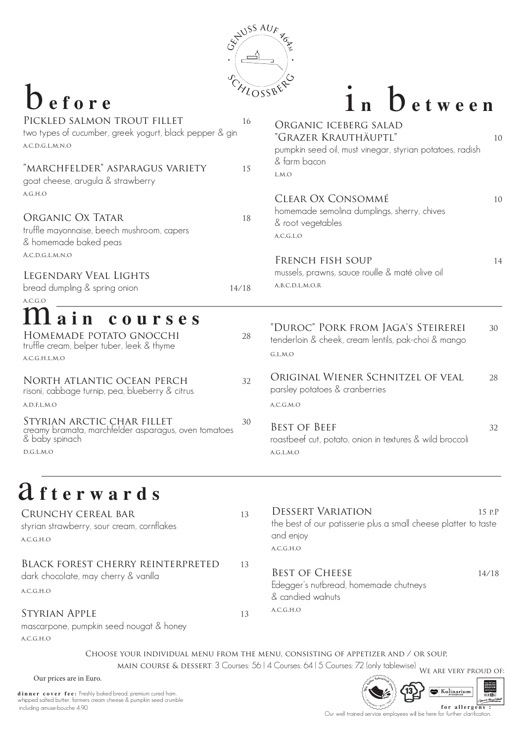GENUSS AUF 464M

SCHLOSSBERG

# before

**PICKLED SALMON TROUT FILLET** 16
two types of cucumber, greek yogurt, black pepper & gin
A,C,D,G,L,M,N,O

**"MARCHFELDER" ASPARAGUS VARIETY** 15
goat cheese, arugula & strawberry
A,G,H,O

**ORGANIC OX TATAR** 18
truffle mayonnaise, beech mushroom, capers & homemade baked peas
A,C,D,G,L,M,N,O

**LEGENDARY VEAL LIGHTS**
bread dumpling & spring onion 14/18
A,C,G,O

# in between

**ORGANIC ICEBERG SALAD "GRAZER KRAUTHÄUPTL"** 10
pumpkin seed oil, must vinegar, styrian potatoes, radish & farm bacon
L,M,O

**CLEAR OX CONSOMMÉ** 10
homemade semolina dumplings, sherry, chives & root vegetables
A,C,G,L,O

**FRENCH FISH SOUP** 14
mussels, prawns, sauce rouille & maté olive oil
A,B,C,D,L,M,O,R

# main courses

**HOMEMADE POTATO GNOCCHI** 28
truffle cream, belper tuber, leek & thyme
A,C,G,H,L,M,O

**NORTH ATLANTIC OCEAN PERCH** 32
risoni, cabbage turnip, pea, blueberry & citrus
A,D,F,L,M,O

**STYRIAN ARCTIC CHAR FILLET** 30
creamy bramata, marchfelder asparagus, oven tomatoes & baby spinach
D,G,L,M,O

**"DUROC" PORK FROM JAGA'S STEIREREI** 30
tenderloin & cheek, cream lentils, pak-choi & mango
G,L,M,O

**ORIGINAL WIENER SCHNITZEL OF VEAL** 28
parsley potatoes & cranberries
A,C,G,M,O

**BEST OF BEEF** 32
roastbeef cut, potato, onion in textures & wild broccoli
A,G,L,M,O

# afterwards

**CRUNCHY CEREAL BAR** 13
styrian strawberry, sour cream, cornflakes
A,C,G,H,O

**BLACK FOREST CHERRY REINTERPRETED** 13
dark chocolate, may cherry & vanilla
A,C,G,H,O

**STYRIAN APPLE** 13
mascarpone, pumpkin seed nougat & honey
A,C,G,H,O

**DESSERT VARIATION** 15 P.P
the best of our patisserie plus a small cheese platter to taste and enjoy
A,C,G,H,O

**BEST OF CHEESE** 14/18
Edegger's nutbread, homemade chutneys & candied walnuts
A,C,G,H,O

CHOOSE YOUR INDIVIDUAL MENU FROM THE MENU, CONSISTING OF APPETIZER AND / OR SOUP, MAIN COURSE & DESSERT: 3 Courses: 56 | 4 Courses: 64 | 5 Courses: 72 (only tablewise)

Our prices are in Euro.

**dinner cover fee:** Freshly baked bread, premium cured ham, whipped salted butter, farmers cream cheese & pumpkin seed crumble including amuse-bouche 4,90

WE ARE VERY PROUD OF:

**for allergens:**
Our well trained service employees will be here for further clarification.